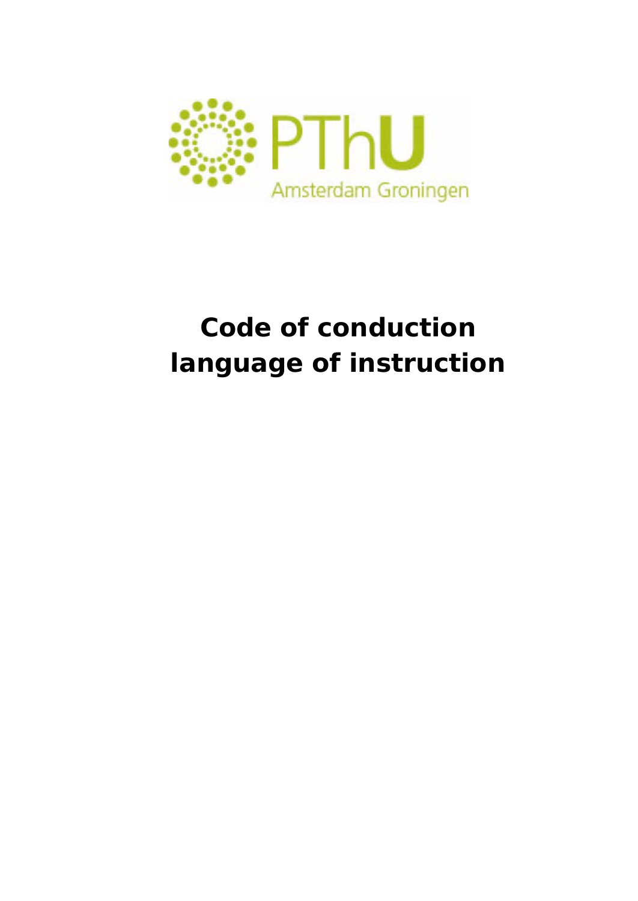PThU

Amsterdam Groningen

# Code of conduction language of instruction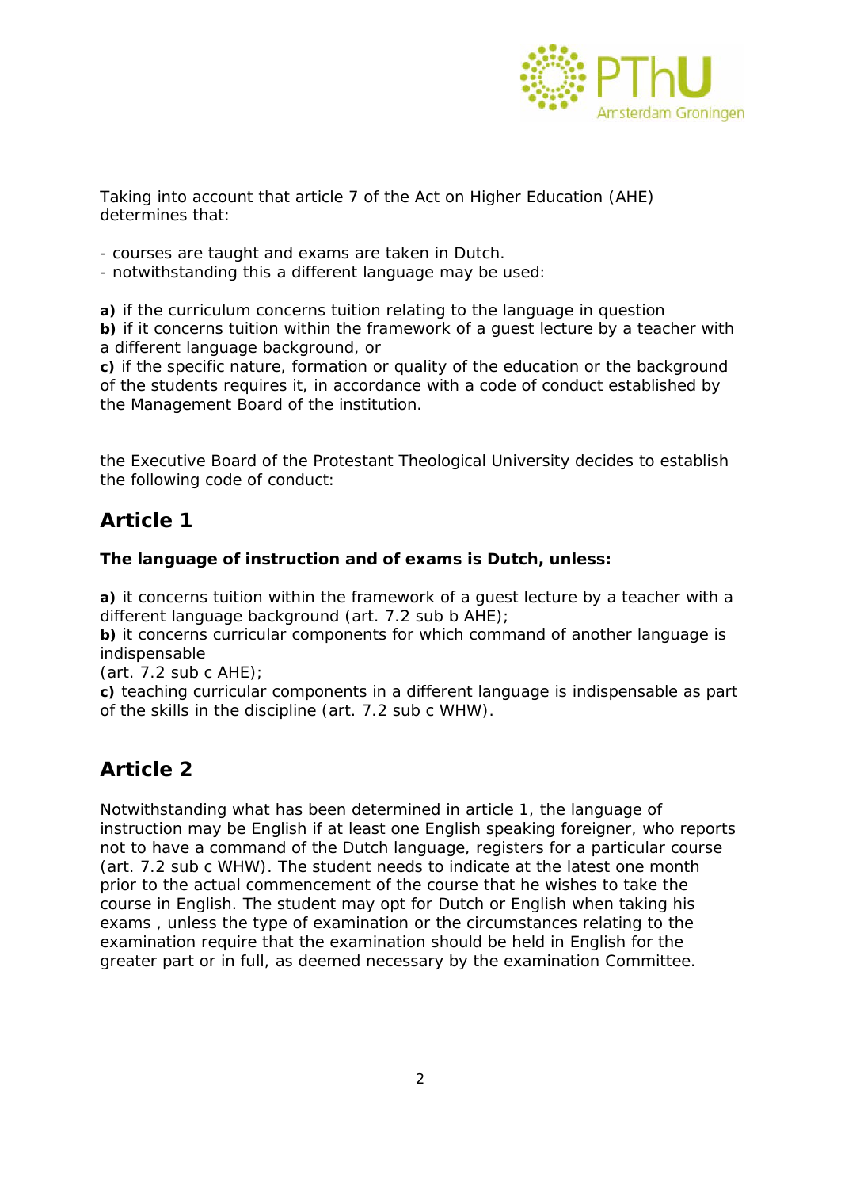Taking into account that article 7 of the Act on Higher Education (AHE) determines that:

- courses are taught and exams are taken in Dutch.
- notwithstanding this a different language may be used:

**a)** if the curriculum concerns tuition relating to the language in question
**b)** if it concerns tuition within the framework of a guest lecture by a teacher with a different language background, or
**c)** if the specific nature, formation or quality of the education or the background of the students requires it, in accordance with a code of conduct established by the Management Board of the institution.

the Executive Board of the Protestant Theological University decides to establish the following code of conduct:

## Article 1

**The language of instruction and of exams is Dutch, unless:**

**a)** it concerns tuition within the framework of a guest lecture by a teacher with a different language background (art. 7.2 sub b AHE);
**b)** it concerns curricular components for which command of another language is indispensable
(art. 7.2 sub c AHE);
**c)** teaching curricular components in a different language is indispensable as part of the skills in the discipline (art. 7.2 sub c WHW).

## Article 2

Notwithstanding what has been determined in article 1, the language of instruction may be English if at least one English speaking foreigner, who reports not to have a command of the Dutch language, registers for a particular course (art. 7.2 sub c WHW). The student needs to indicate at the latest one month prior to the actual commencement of the course that he wishes to take the course in English. The student may opt for Dutch or English when taking his exams , unless the type of examination or the circumstances relating to the examination require that the examination should be held in English for the greater part or in full, as deemed necessary by the examination Committee.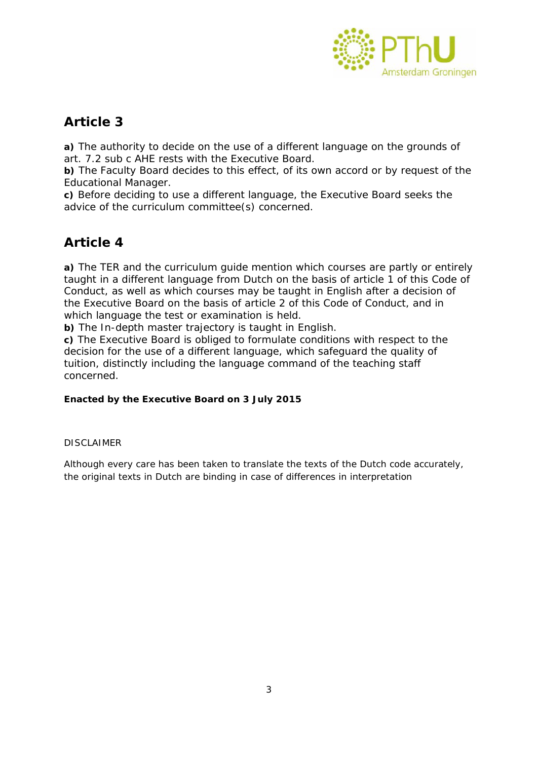## Article 3

**a)** The authority to decide on the use of a different language on the grounds of art. 7.2 sub c AHE rests with the Executive Board.
**b)** The Faculty Board decides to this effect, of its own accord or by request of the Educational Manager.
**c)** Before deciding to use a different language, the Executive Board seeks the advice of the curriculum committee(s) concerned.

## Article 4

**a)** The TER and the curriculum guide mention which courses are partly or entirely taught in a different language from Dutch on the basis of article 1 of this Code of Conduct, as well as which courses may be taught in English after a decision of the Executive Board on the basis of article 2 of this Code of Conduct, and in which language the test or examination is held.
**b)** The In-depth master trajectory is taught in English.
**c)** The Executive Board is obliged to formulate conditions with respect to the decision for the use of a different language, which safeguard the quality of tuition, distinctly including the language command of the teaching staff concerned.

**Enacted by the Executive Board on 3 July 2015**

DISCLAIMER

Although every care has been taken to translate the texts of the Dutch code accurately, the original texts in Dutch are binding in case of differences in interpretation